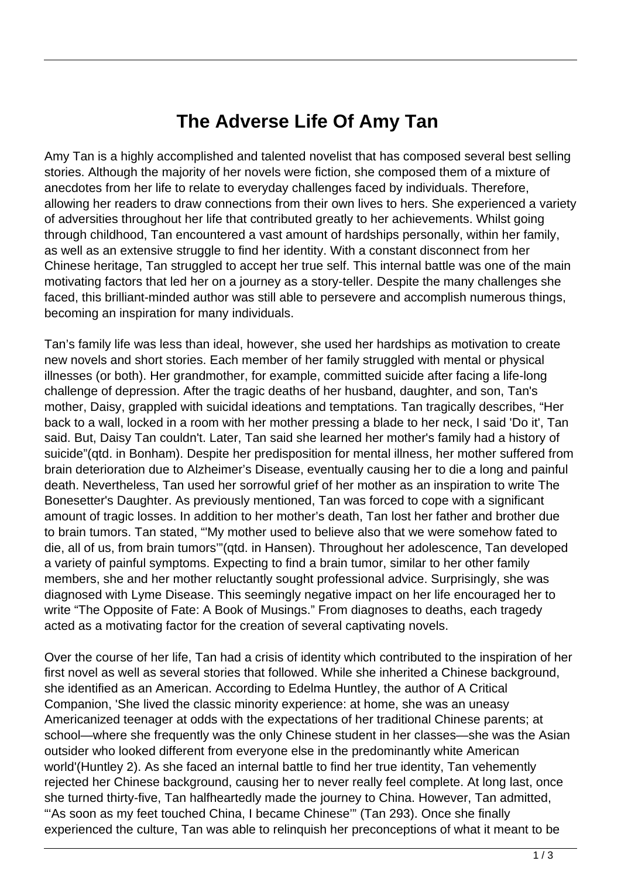# The Adverse Life Of Amy Tan

Amy Tan is a highly accomplished and talented novelist that has composed several best selling stories. Although the majority of her novels were fiction, she composed them of a mixture of anecdotes from her life to relate to everyday challenges faced by individuals. Therefore, allowing her readers to draw connections from their own lives to hers. She experienced a variety of adversities throughout her life that contributed greatly to her achievements. Whilst going through childhood, Tan encountered a vast amount of hardships personally, within her family, as well as an extensive struggle to find her identity. With a constant disconnect from her Chinese heritage, Tan struggled to accept her true self. This internal battle was one of the main motivating factors that led her on a journey as a story-teller. Despite the many challenges she faced, this brilliant-minded author was still able to persevere and accomplish numerous things, becoming an inspiration for many individuals.

Tan's family life was less than ideal, however, she used her hardships as motivation to create new novels and short stories. Each member of her family struggled with mental or physical illnesses (or both). Her grandmother, for example, committed suicide after facing a life-long challenge of depression. After the tragic deaths of her husband, daughter, and son, Tan's mother, Daisy, grappled with suicidal ideations and temptations. Tan tragically describes, "Her back to a wall, locked in a room with her mother pressing a blade to her neck, I said 'Do it', Tan said. But, Daisy Tan couldn't. Later, Tan said she learned her mother's family had a history of suicide"(qtd. in Bonham). Despite her predisposition for mental illness, her mother suffered from brain deterioration due to Alzheimer's Disease, eventually causing her to die a long and painful death. Nevertheless, Tan used her sorrowful grief of her mother as an inspiration to write The Bonesetter's Daughter. As previously mentioned, Tan was forced to cope with a significant amount of tragic losses. In addition to her mother's death, Tan lost her father and brother due to brain tumors. Tan stated, "'My mother used to believe also that we were somehow fated to die, all of us, from brain tumors'"(qtd. in Hansen). Throughout her adolescence, Tan developed a variety of painful symptoms. Expecting to find a brain tumor, similar to her other family members, she and her mother reluctantly sought professional advice. Surprisingly, she was diagnosed with Lyme Disease. This seemingly negative impact on her life encouraged her to write "The Opposite of Fate: A Book of Musings." From diagnoses to deaths, each tragedy acted as a motivating factor for the creation of several captivating novels.

Over the course of her life, Tan had a crisis of identity which contributed to the inspiration of her first novel as well as several stories that followed. While she inherited a Chinese background, she identified as an American. According to Edelma Huntley, the author of A Critical Companion, 'She lived the classic minority experience: at home, she was an uneasy Americanized teenager at odds with the expectations of her traditional Chinese parents; at school—where she frequently was the only Chinese student in her classes—she was the Asian outsider who looked different from everyone else in the predominantly white American world'(Huntley 2). As she faced an internal battle to find her true identity, Tan vehemently rejected her Chinese background, causing her to never really feel complete. At long last, once she turned thirty-five, Tan halfheartedly made the journey to China. However, Tan admitted, "'As soon as my feet touched China, I became Chinese'" (Tan 293). Once she finally experienced the culture, Tan was able to relinquish her preconceptions of what it meant to be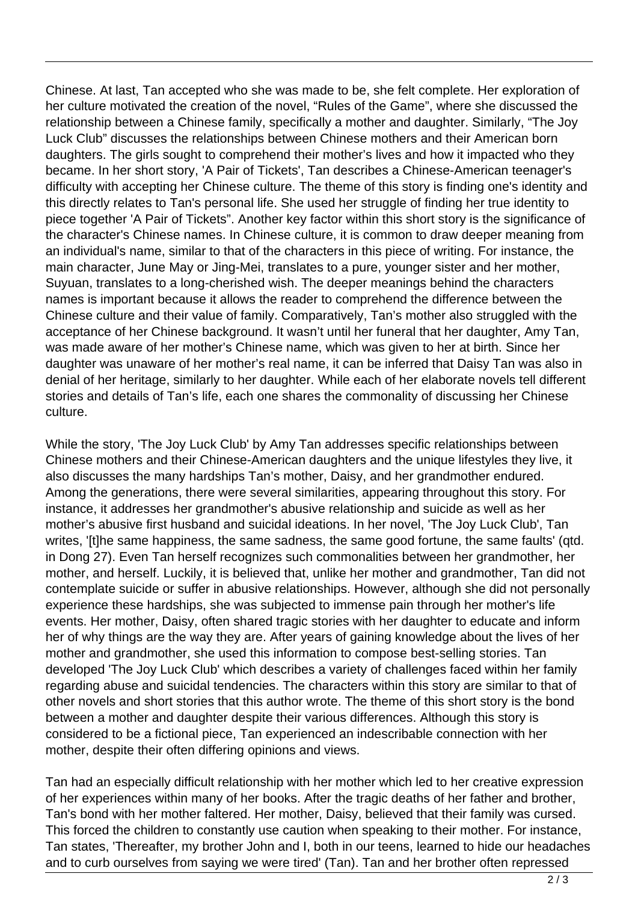Chinese. At last, Tan accepted who she was made to be, she felt complete. Her exploration of her culture motivated the creation of the novel, “Rules of the Game”, where she discussed the relationship between a Chinese family, specifically a mother and daughter. Similarly, “The Joy Luck Club” discusses the relationships between Chinese mothers and their American born daughters. The girls sought to comprehend their mother’s lives and how it impacted who they became. In her short story, 'A Pair of Tickets', Tan describes a Chinese-American teenager's difficulty with accepting her Chinese culture. The theme of this story is finding one's identity and this directly relates to Tan's personal life. She used her struggle of finding her true identity to piece together 'A Pair of Tickets”. Another key factor within this short story is the significance of the character's Chinese names. In Chinese culture, it is common to draw deeper meaning from an individual's name, similar to that of the characters in this piece of writing. For instance, the main character, June May or Jing-Mei, translates to a pure, younger sister and her mother, Suyuan, translates to a long-cherished wish. The deeper meanings behind the characters names is important because it allows the reader to comprehend the difference between the Chinese culture and their value of family. Comparatively, Tan’s mother also struggled with the acceptance of her Chinese background. It wasn’t until her funeral that her daughter, Amy Tan, was made aware of her mother’s Chinese name, which was given to her at birth. Since her daughter was unaware of her mother’s real name, it can be inferred that Daisy Tan was also in denial of her heritage, similarly to her daughter. While each of her elaborate novels tell different stories and details of Tan’s life, each one shares the commonality of discussing her Chinese culture.

While the story, 'The Joy Luck Club' by Amy Tan addresses specific relationships between Chinese mothers and their Chinese-American daughters and the unique lifestyles they live, it also discusses the many hardships Tan’s mother, Daisy, and her grandmother endured. Among the generations, there were several similarities, appearing throughout this story. For instance, it addresses her grandmother's abusive relationship and suicide as well as her mother’s abusive first husband and suicidal ideations. In her novel, 'The Joy Luck Club', Tan writes, '[t]he same happiness, the same sadness, the same good fortune, the same faults' (qtd. in Dong 27). Even Tan herself recognizes such commonalities between her grandmother, her mother, and herself. Luckily, it is believed that, unlike her mother and grandmother, Tan did not contemplate suicide or suffer in abusive relationships. However, although she did not personally experience these hardships, she was subjected to immense pain through her mother's life events. Her mother, Daisy, often shared tragic stories with her daughter to educate and inform her of why things are the way they are. After years of gaining knowledge about the lives of her mother and grandmother, she used this information to compose best-selling stories. Tan developed 'The Joy Luck Club' which describes a variety of challenges faced within her family regarding abuse and suicidal tendencies. The characters within this story are similar to that of other novels and short stories that this author wrote. The theme of this short story is the bond between a mother and daughter despite their various differences. Although this story is considered to be a fictional piece, Tan experienced an indescribable connection with her mother, despite their often differing opinions and views.

Tan had an especially difficult relationship with her mother which led to her creative expression of her experiences within many of her books. After the tragic deaths of her father and brother, Tan's bond with her mother faltered. Her mother, Daisy, believed that their family was cursed. This forced the children to constantly use caution when speaking to their mother. For instance, Tan states, 'Thereafter, my brother John and I, both in our teens, learned to hide our headaches and to curb ourselves from saying we were tired' (Tan). Tan and her brother often repressed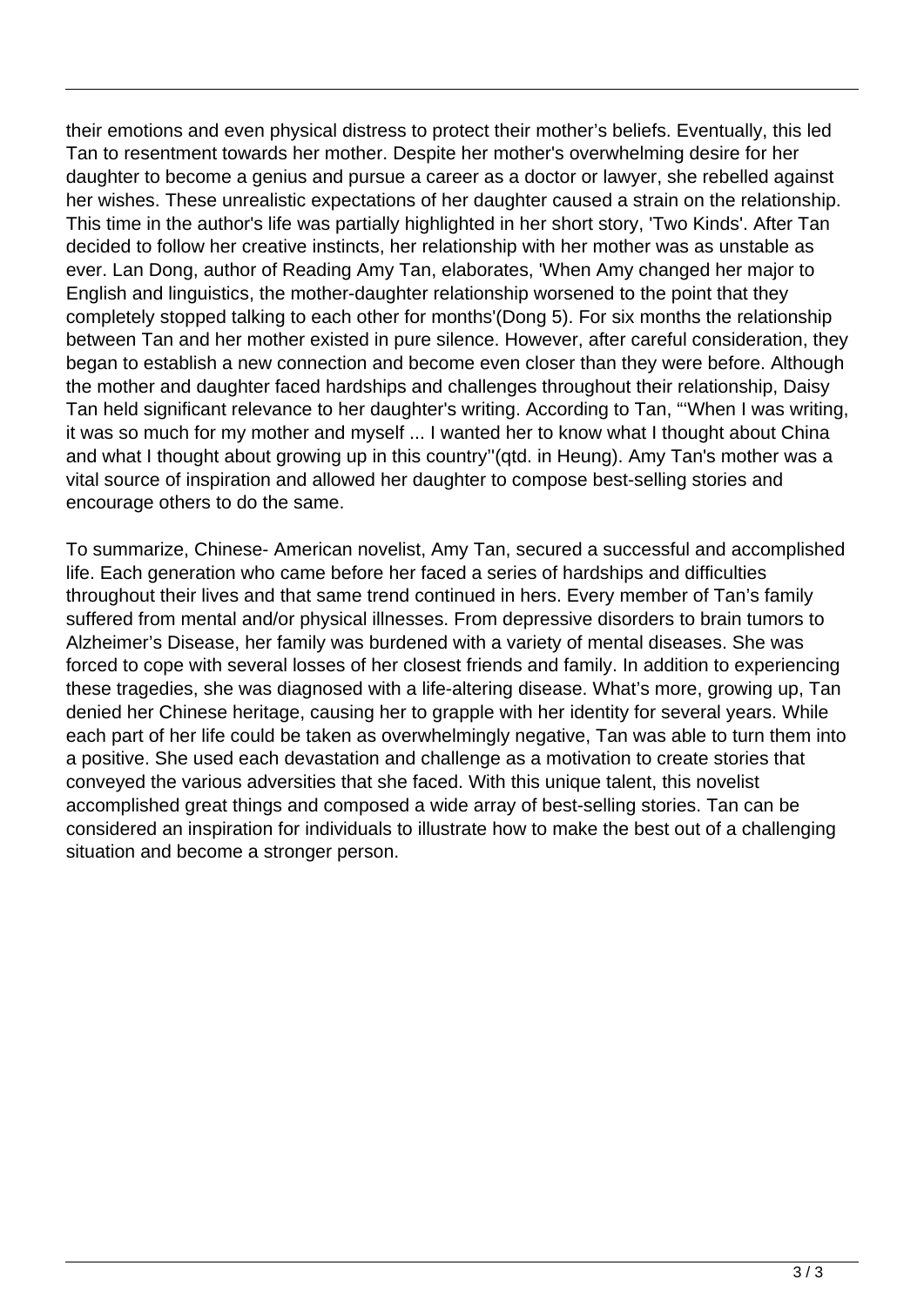their emotions and even physical distress to protect their mother's beliefs. Eventually, this led Tan to resentment towards her mother. Despite her mother's overwhelming desire for her daughter to become a genius and pursue a career as a doctor or lawyer, she rebelled against her wishes. These unrealistic expectations of her daughter caused a strain on the relationship. This time in the author's life was partially highlighted in her short story, 'Two Kinds'. After Tan decided to follow her creative instincts, her relationship with her mother was as unstable as ever. Lan Dong, author of Reading Amy Tan, elaborates, 'When Amy changed her major to English and linguistics, the mother-daughter relationship worsened to the point that they completely stopped talking to each other for months'(Dong 5). For six months the relationship between Tan and her mother existed in pure silence. However, after careful consideration, they began to establish a new connection and become even closer than they were before. Although the mother and daughter faced hardships and challenges throughout their relationship, Daisy Tan held significant relevance to her daughter's writing. According to Tan, "'When I was writing, it was so much for my mother and myself ... I wanted her to know what I thought about China and what I thought about growing up in this country''(qtd. in Heung). Amy Tan's mother was a vital source of inspiration and allowed her daughter to compose best-selling stories and encourage others to do the same.

To summarize, Chinese- American novelist, Amy Tan, secured a successful and accomplished life. Each generation who came before her faced a series of hardships and difficulties throughout their lives and that same trend continued in hers. Every member of Tan's family suffered from mental and/or physical illnesses. From depressive disorders to brain tumors to Alzheimer's Disease, her family was burdened with a variety of mental diseases. She was forced to cope with several losses of her closest friends and family. In addition to experiencing these tragedies, she was diagnosed with a life-altering disease. What's more, growing up, Tan denied her Chinese heritage, causing her to grapple with her identity for several years. While each part of her life could be taken as overwhelmingly negative, Tan was able to turn them into a positive. She used each devastation and challenge as a motivation to create stories that conveyed the various adversities that she faced. With this unique talent, this novelist accomplished great things and composed a wide array of best-selling stories. Tan can be considered an inspiration for individuals to illustrate how to make the best out of a challenging situation and become a stronger person.